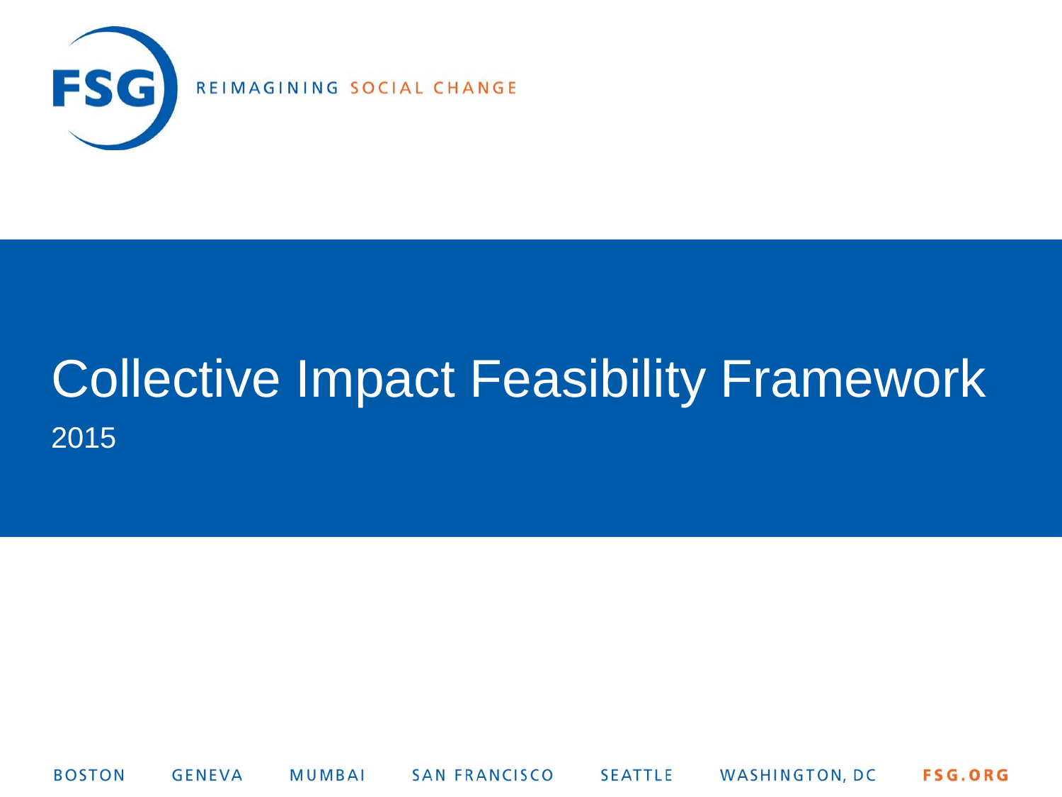FSG REIMAGINING SOCIAL CHANGE

# Collective Impact Feasibility Framework

2015

BOSTON GENEVA MUMBAI SAN FRANCISCO SEATTLE WASHINGTON, DC FSG.ORG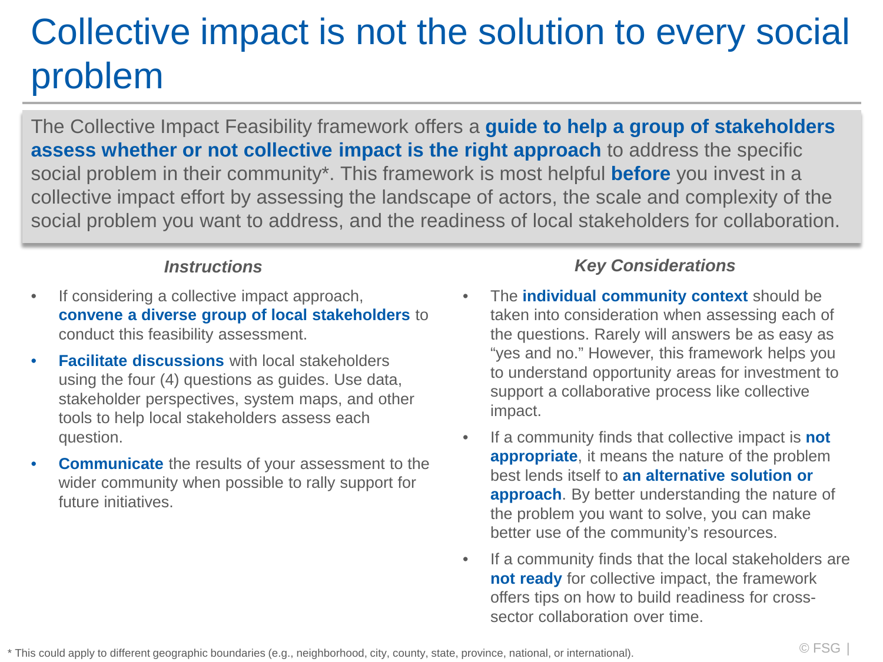# Collective impact is not the solution to every social problem

The Collective Impact Feasibility framework offers a **guide to help a group of stakeholders assess whether or not collective impact is the right approach** to address the specific social problem in their community*. This framework is most helpful **before** you invest in a collective impact effort by assessing the landscape of actors, the scale and complexity of the social problem you want to address, and the readiness of local stakeholders for collaboration.

### *Instructions*

- If considering a collective impact approach, **convene a diverse group of local stakeholders** to conduct this feasibility assessment.
- **Facilitate discussions** with local stakeholders using the four (4) questions as guides. Use data, stakeholder perspectives, system maps, and other tools to help local stakeholders assess each question.
- **Communicate** the results of your assessment to the wider community when possible to rally support for future initiatives.

### *Key Considerations*

- The **individual community context** should be taken into consideration when assessing each of the questions. Rarely will answers be as easy as "yes and no." However, this framework helps you to understand opportunity areas for investment to support a collaborative process like collective impact.
- If a community finds that collective impact is **not appropriate**, it means the nature of the problem best lends itself to **an alternative solution or approach**. By better understanding the nature of the problem you want to solve, you can make better use of the community's resources.
- If a community finds that the local stakeholders are **not ready** for collective impact, the framework offers tips on how to build readiness for cross-sector collaboration over time.

* This could apply to different geographic boundaries (e.g., neighborhood, city, county, state, province, national, or international).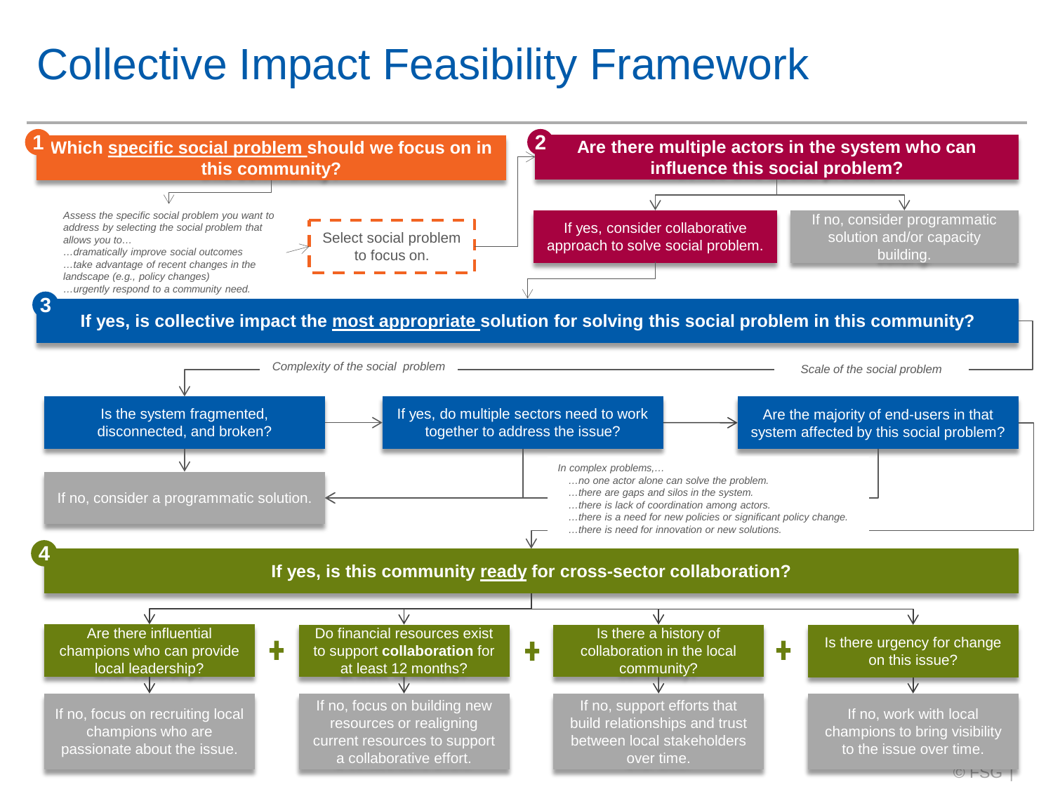# Collective Impact Feasibility Framework

## 1 Which specific social problem should we focus on in this community?

*Assess the specific social problem you want to address by selecting the social problem that allows you to…*
*…dramatically improve social outcomes*
*…take advantage of recent changes in the landscape (e.g., policy changes)*
*…urgently respond to a community need.*

Select social problem to focus on.

## 2 Are there multiple actors in the system who can influence this social problem?

- If yes, consider collaborative approach to solve social problem.
- If no, consider programmatic solution and/or capacity building.

## 3 If yes, is collective impact the most appropriate solution for solving this social problem in this community?

*Complexity of the social problem*

- Is the system fragmented, disconnected, and broken?
- If yes, do multiple sectors need to work together to address the issue?
- If no, consider a programmatic solution.

*Scale of the social problem*

- Are the majority of end-users in that system affected by this social problem?

*In complex problems,…*
*…no one actor alone can solve the problem.*
*…there are gaps and silos in the system.*
*…there is lack of coordination among actors.*
*…there is a need for new policies or significant policy change.*
*…there is need for innovation or new solutions.*

## 4 If yes, is this community ready for cross-sector collaboration?

| Are there influential champions who can provide local leadership? | + | Do financial resources exist to support **collaboration** for at least 12 months? | + | Is there a history of collaboration in the local community? | + | Is there urgency for change on this issue? |
|---|---|---|---|---|---|---|
| If no, focus on recruiting local champions who are passionate about the issue. | | If no, focus on building new resources or realigning current resources to support a collaborative effort. | | If no, support efforts that build relationships and trust between local stakeholders over time. | | If no, work with local champions to bring visibility to the issue over time. |

© FSG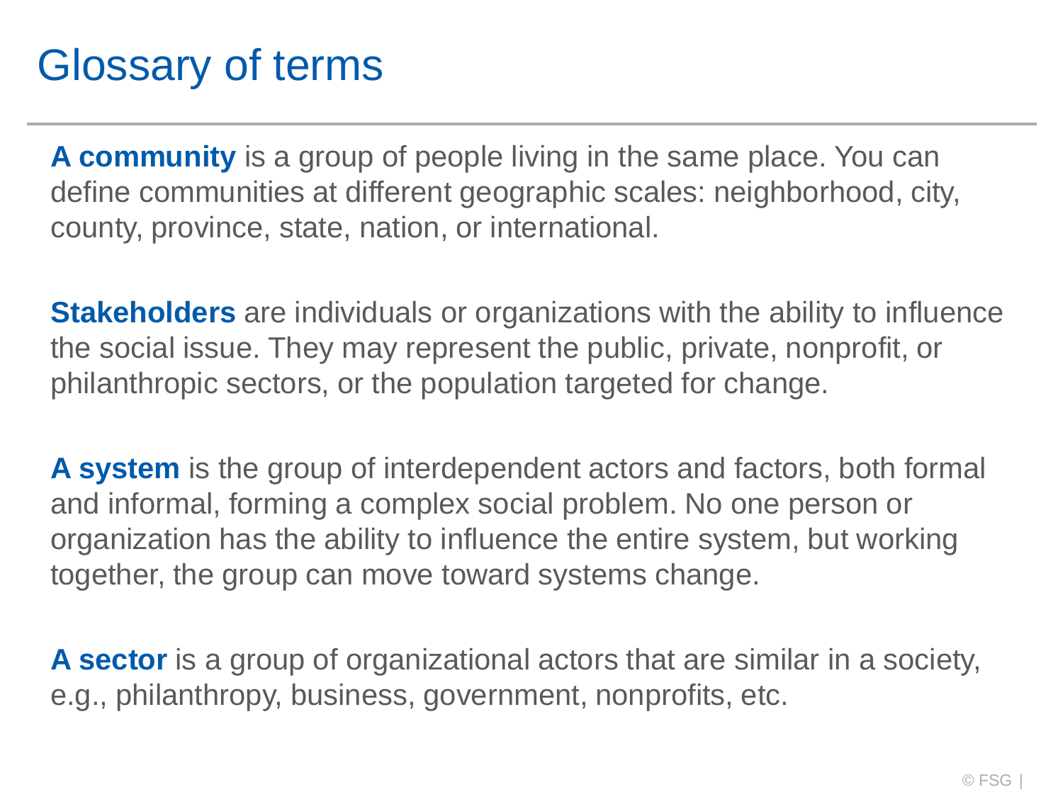# Glossary of terms

**A community** is a group of people living in the same place. You can define communities at different geographic scales: neighborhood, city, county, province, state, nation, or international.

**Stakeholders** are individuals or organizations with the ability to influence the social issue. They may represent the public, private, nonprofit, or philanthropic sectors, or the population targeted for change.

**A system** is the group of interdependent actors and factors, both formal and informal, forming a complex social problem. No one person or organization has the ability to influence the entire system, but working together, the group can move toward systems change.

**A sector** is a group of organizational actors that are similar in a society, e.g., philanthropy, business, government, nonprofits, etc.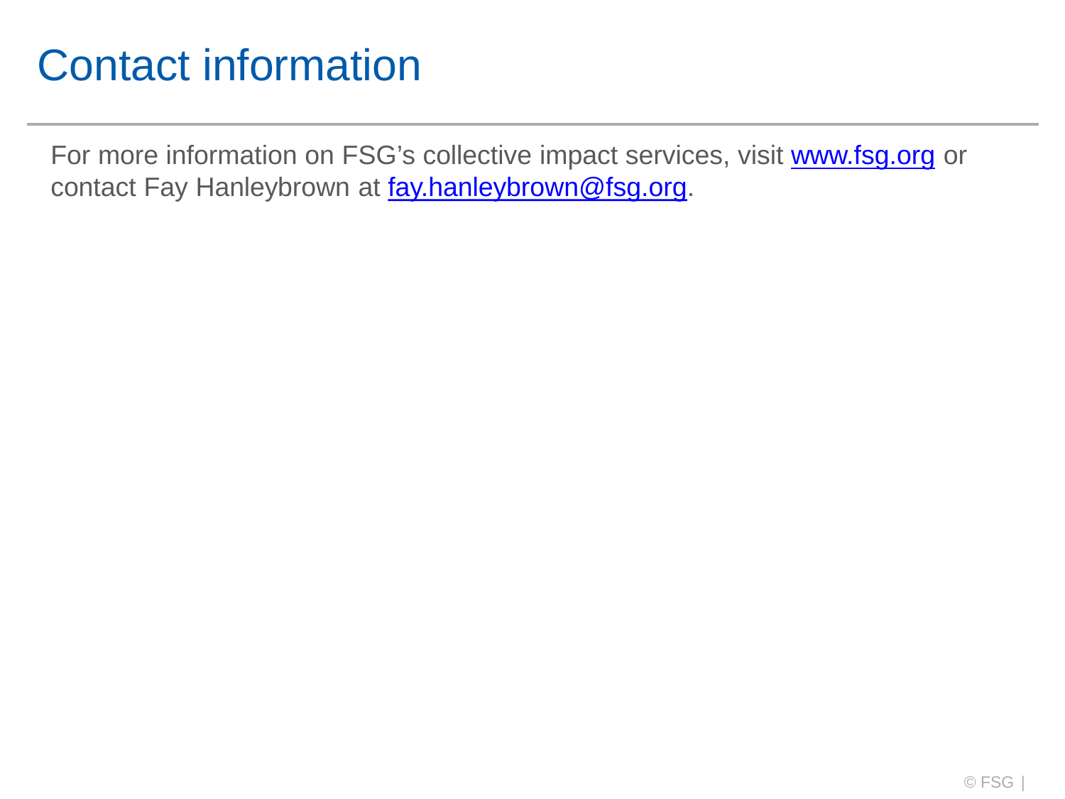# Contact information

For more information on FSG's collective impact services, visit [www.fsg.org](http://www.fsg.org) or contact Fay Hanleybrown at [fay.hanleybrown@fsg.org](mailto:fay.hanleybrown@fsg.org).